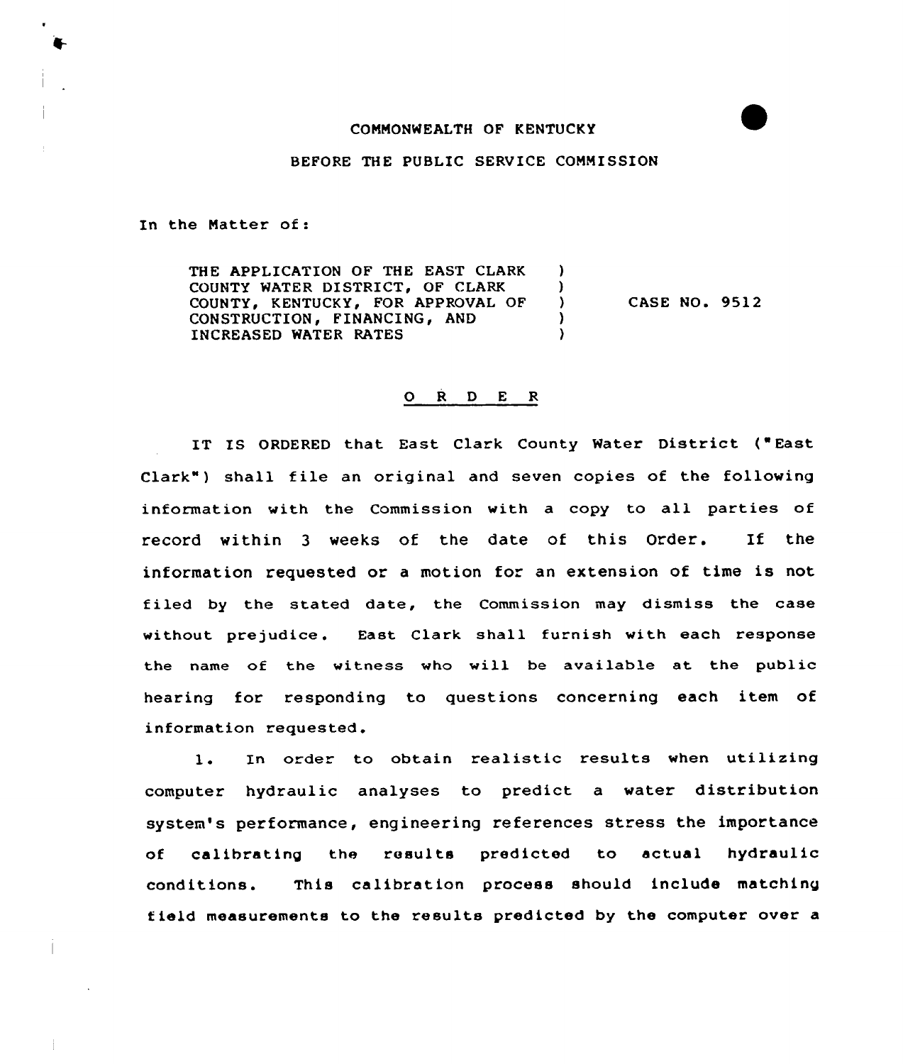COMMONWEALTH OF KENTUCKY

BEFORE THE PUBLIC SERVICE COMMISSION

In the Matter of:

| | | |
|---|---|---|
| THE APPLICATION OF THE EAST CLARK COUNTY WATER DISTRICT, OF CLARK COUNTY, KENTUCKY, FOR APPROVAL OF CONSTRUCTION, FINANCING, AND INCREASED WATER RATES | ) ) ) ) ) | CASE NO. 9512 |

O R D E R

IT IS ORDERED that East Clark County Water District ("East Clark") shall file an original and seven copies of the following information with the Commission with a copy to all parties of record within 3 weeks of the date of this Order. If the information requested or a motion for an extension of time is not filed by the stated date, the Commission may dismiss the case without prejudice. East Clark shall furnish with each response the name of the witness who will be available at the public hearing for responding to questions concerning each item of information requested.

1. In order to obtain realistic results when utilizing computer hydraulic analyses to predict a water distribution system's performance, engineering references stress the importance of calibrating the results predicted to actual hydraulic conditions. This calibration process should include matching field measurements to the results predicted by the computer over a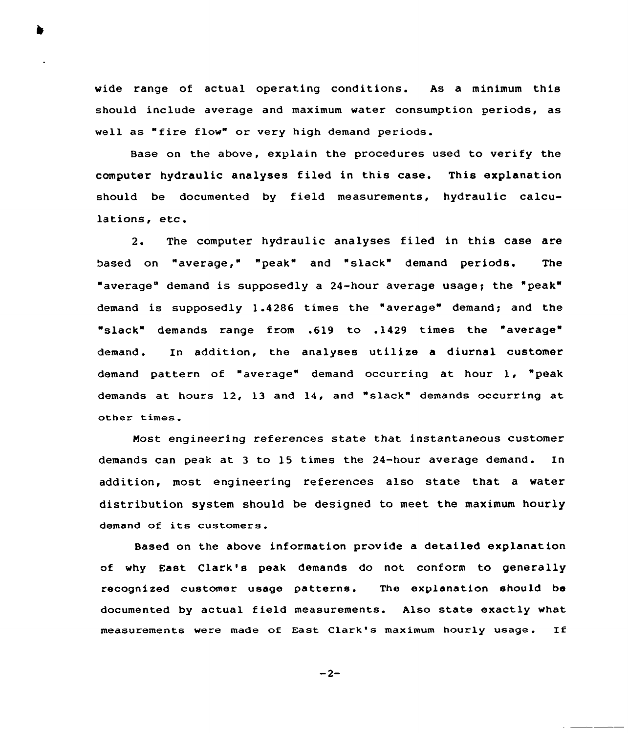wide range of actual operating conditions. As a minimum this should include average and maximum water consumption periods, as well as "fire flow" or very high demand periods.

Base on the above, explain the procedures used to verify the computer hydraulic analyses filed in this case. This explanation should be documented by field measurements, hydraulic calculations, etc.

2. The computer hydraulic analyses filed in this case are based on "average," "peak" and "slack" demand periods. The "average" demand is supposedly a 24-hour average usage; the "peak" demand is supposedly 1.4286 times the "average" demand; and the "slack" demands range from .619 to .1429 times the "average" demand. In addition, the analyses utilize a diurnal customer demand pattern of "average" demand occurring at hour 1, "peak demands at hours 12, 13 and 14, and "slack" demands occurring at other times.

Most engineering references state that instantaneous customer demands can peak at 3 to 15 times the 24-hour average demand. In addition, most engineering references also state that a water distribution system should be designed to meet the maximum hourly demand of its customers.

Based on the above information provide a detailed explanation of why East Clark's peak demands do not conform to generally recognized customer usage patterns. The explanation should be documented by actual field measurements. Also state exactly what measurements were made of East Clark's maximum hourly usage. If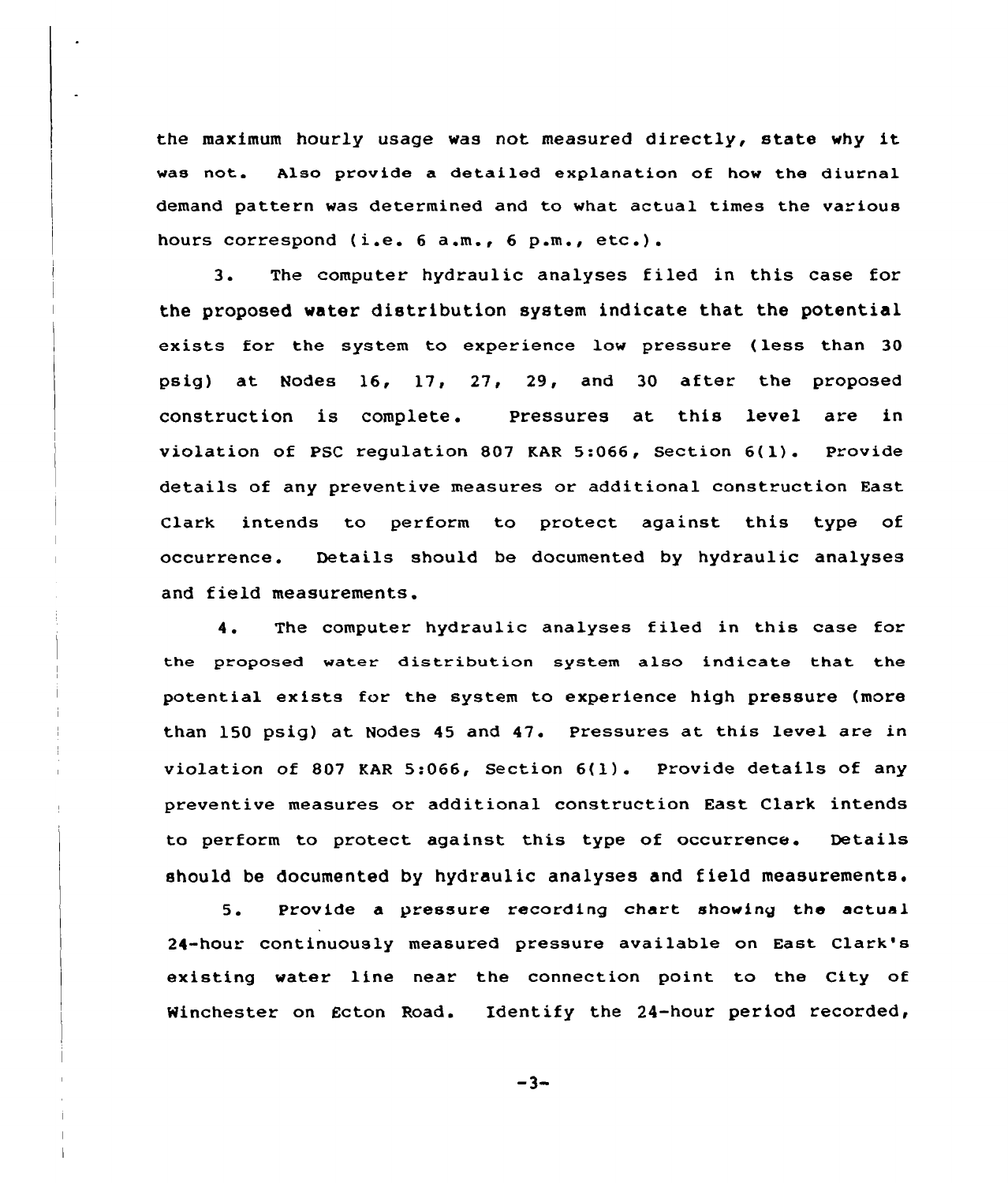the maximum hourly usage was not measured directly, state why it was not. Also provide a detailed explanation of how the diurnal demand pattern was determined and to what actual times the various hours correspond (i.e. 6 a.m., 6 p.m., etc.).

3. The computer hydraulic analyses filed in this case for the proposed water distribution system indicate that the potential exists for the system to experience low pressure (less than 30 psig) at Nodes 16, 17, 27, 29, and 30 after the proposed construction is complete. Pressures at this level are in violation of PSC regulation 807 KAR 5:066, Section 6(1). Provide details of any preventive measures or additional construction East Clark intends to perform to protect against this type of occurrence. Details should be documented by hydraulic analyses and field measurements.

4. The computer hydraulic analyses filed in this case for the proposed water distribution system also indicate that the potential exists for the system to experience high pressure (more than 150 psig) at Nodes 45 and 47. Pressures at this level are in violation of 807 KAR 5:066, Section 6(1). Provide details of any preventive measures or additional construction East Clark intends to perform to protect against this type of occurrence. Details should be documented by hydraulic analyses and field measurements.

5. Provide a pressure recording chart showing the actual 24-hour continuously measured pressure available on East Clark's existing water line near the connection point to the City of Winchester on Ecton Road. Identify the 24-hour period recorded,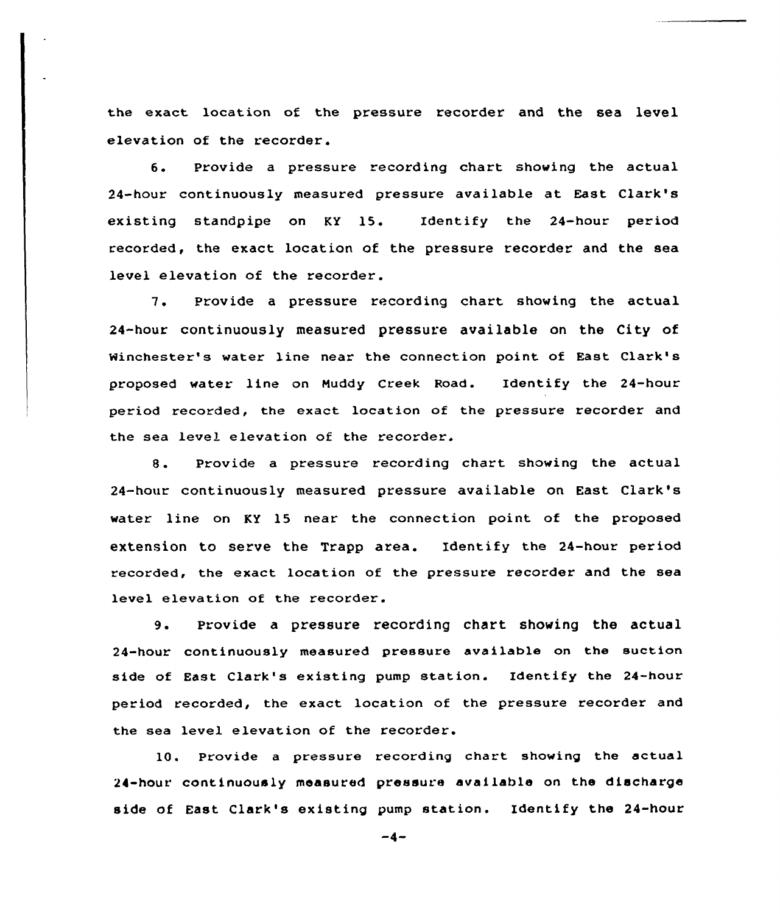the exact location of the pressure recorder and the sea level elevation of the recorder.

6. Provide a pressure recording chart showing the actual 24-hour continuously measured pressure available at East Clark's existing standpipe on KY 15. Identify the 24-hour period recorded, the exact location of the pressure recorder and the sea level elevation of the recorder.

7. Provide a pressure recording chart showing the actual 24-hour continuously measured pressure available on the City of Winchester's water line near the connection point of East Clark's proposed water line on Muddy Creek Road. Identify the 24-hour period recorded, the exact location of the pressure recorder and the sea level elevation of the recorder.

8. Provide a pressure recording chart showing the actual 24-hour continuously measured pressure available on East Clark's water line on KY 15 near the connection point of the proposed extension to serve the Trapp area. Identify the 24-hour period recorded, the exact location of the pressure recorder and the sea level elevation of the recorder.

9. Provide a pressure recording chart showing the actual 24-hour continuously measured pressure available on the suction side of East Clark's existing pump station. Identify the 24-hour period recorded, the exact location of the pressure recorder and the sea level elevation of the recorder.

10. Provide a pressure recording chart showing the actual 24-hour continuously measured pressure available on the discharge side of East Clark's existing pump station. Identify the 24-hour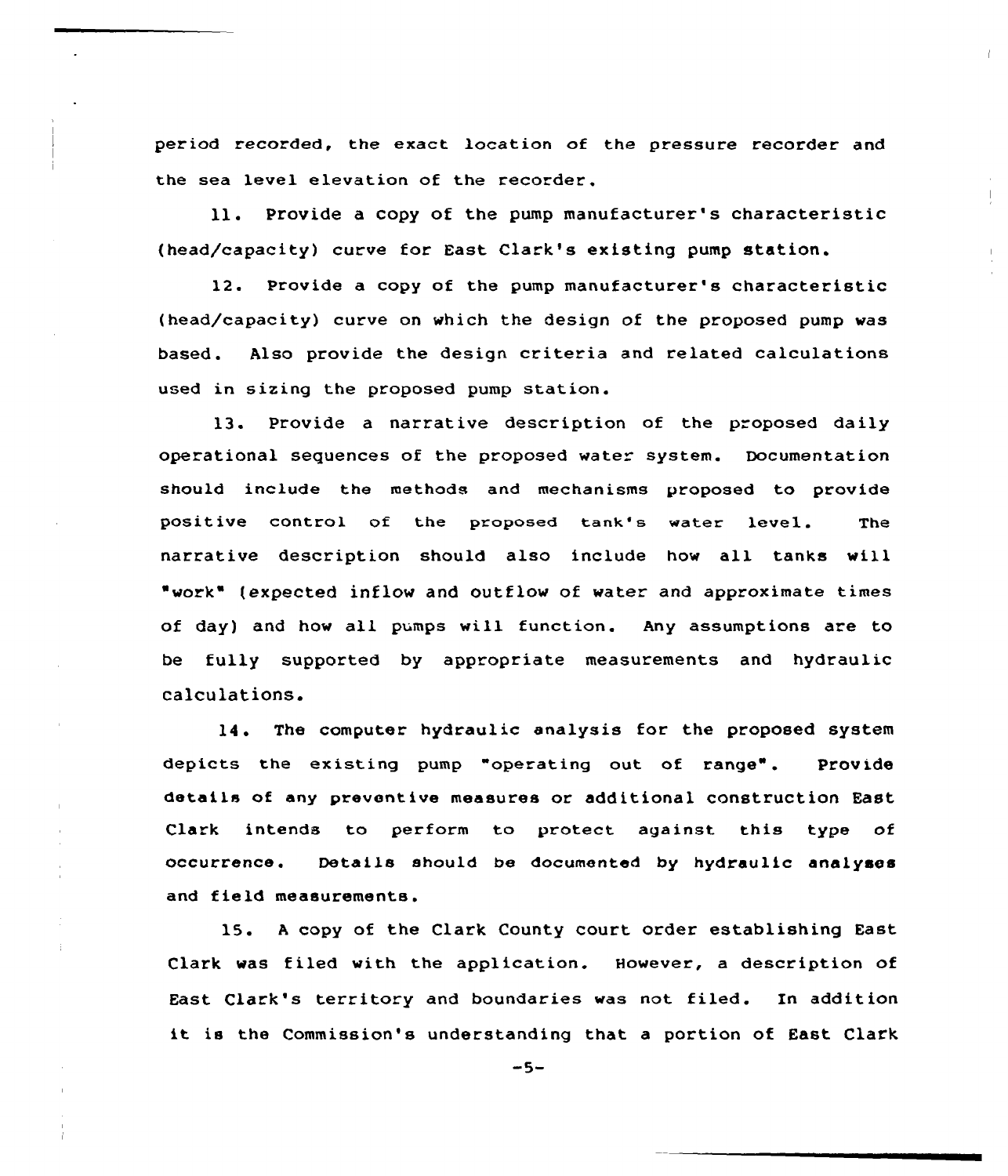period recorded, the exact location of the pressure recorder and the sea level elevation of the recorder.

11. Provide a copy of the pump manufacturer's characteristic (head/capacity) curve for East Clark's existing pump station.

12. Provide a copy of the pump manufacturer's characteristic (head/capacity) curve on which the design of the proposed pump was based. Also provide the design criteria and related calculations used in sizing the proposed pump station.

13. Provide a narrative description of the proposed daily operational sequences of the proposed water system. Documentation should include the methods and mechanisms proposed to provide positive control of the proposed tank's water level. The narrative description should also include how all tanks will "work" (expected inflow and outflow of water and approximate times of day) and how all pumps will function. Any assumptions are to be fully supported by appropriate measurements and hydraulic calculations.

14. The computer hydraulic analysis for the proposed system depicts the existing pump "operating out of range". Provide details of any preventive measures or additional construction East Clark intends to perform to protect against this type of occurrence. Details should be documented by hydraulic analyses and field measurements.

15. A copy of the Clark County court order establishing East Clark was filed with the application. However, a description of East Clark's territory and boundaries was not filed. In addition it is the Commission's understanding that a portion of East Clark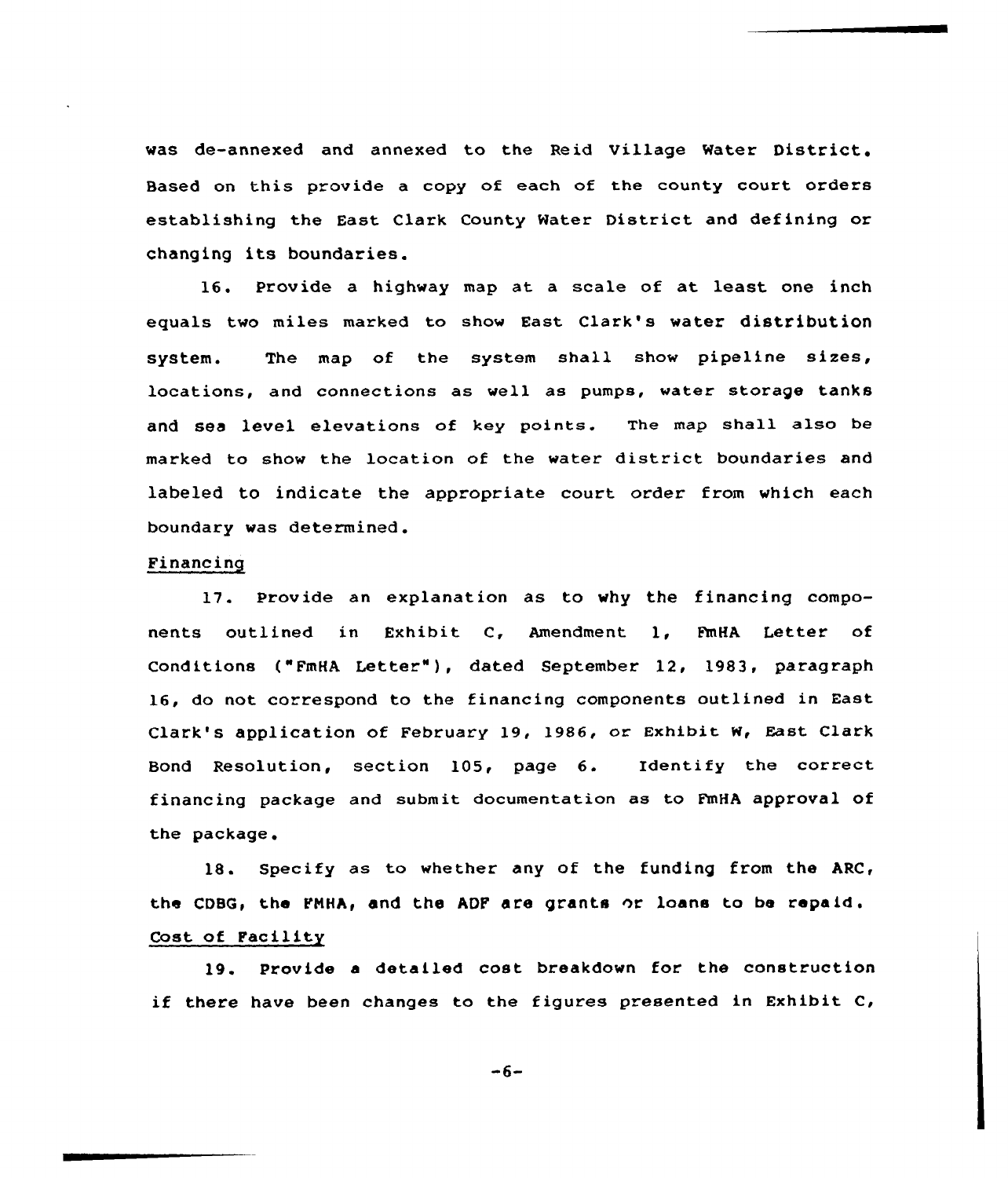was de-annexed and annexed to the Reid Village Water District. Based on this provide a copy of each of the county court orders establishing the East Clark County Water District and defining or changing its boundaries.

16. Provide a highway map at a scale of at least one inch equals two miles marked to show East Clark's water distribution system. The map of the system shall show pipeline sizes, locations, and connections as well as pumps, water storage tanks and sea level elevations of key points. The map shall also be marked to show the location of the water district boundaries and labeled to indicate the appropriate court order from which each boundary was determined.

Financing

17. Provide an explanation as to why the financing components outlined in Exhibit C, Amendment 1, FmHA Letter of Conditions ("FmHA Letter"), dated September 12, 1983, paragraph 16, do not correspond to the financing components outlined in East Clark's application of February 19, 1986, or Exhibit W, East Clark Bond Resolution, section 105, page 6. Identify the correct financing package and submit documentation as to FmHA approval of the package.

18. Specify as to whether any of the funding from the ARC, the CDBG, the FMHA, and the ADF are grants or loans to be repaid.

Cost of Facility

19. Provide a detailed cost breakdown for the construction if there have been changes to the figures presented in Exhibit C,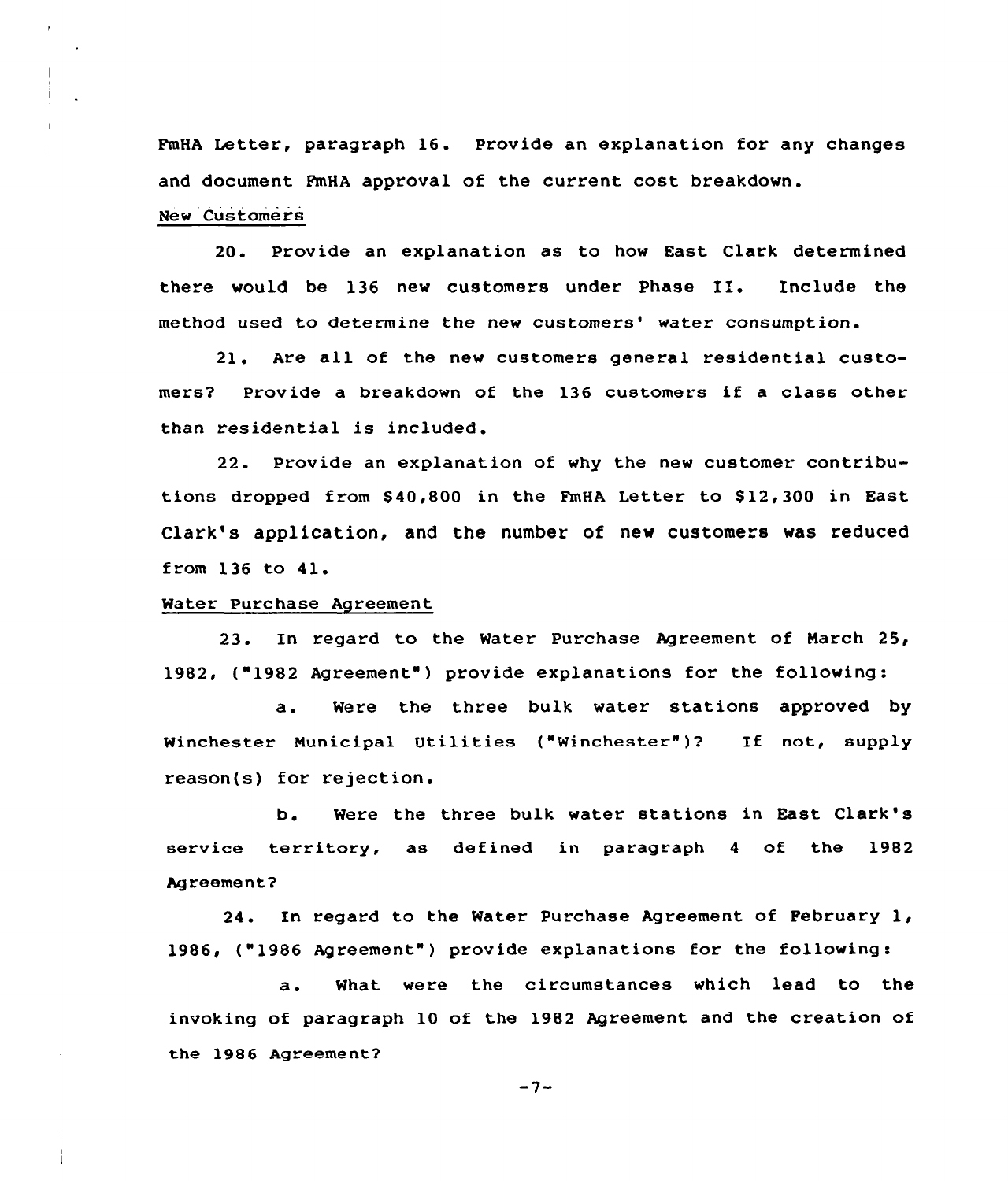FmHA Letter, paragraph 16. Provide an explanation for any changes and document FmHA approval of the current cost breakdown.

New Customers

20. Provide an explanation as to how East Clark determined there would be 136 new customers under Phase II. Include the method used to determine the new customers' water consumption.

21. Are all of the new customers general residential customers? Provide a breakdown of the 136 customers if a class other than residential is included.

22. Provide an explanation of why the new customer contributions dropped from $40,800 in the FmHA Letter to $12,300 in East Clark's application, and the number of new customers was reduced from 136 to 41.

Water Purchase Agreement

23. In regard to the Water Purchase Agreement of March 25, 1982, ("1982 Agreement") provide explanations for the following:

a. Were the three bulk water stations approved by Winchester Municipal Utilities ("Winchester")? If not, supply reason(s) for rejection.

b. Were the three bulk water stations in East Clark's service territory, as defined in paragraph 4 of the 1982 Agreement?

24. In regard to the Water Purchase Agreement of February 1, 1986, ("1986 Agreement") provide explanations for the following:

a. What were the circumstances which lead to the invoking of paragraph 10 of the 1982 Agreement and the creation of the 1986 Agreement?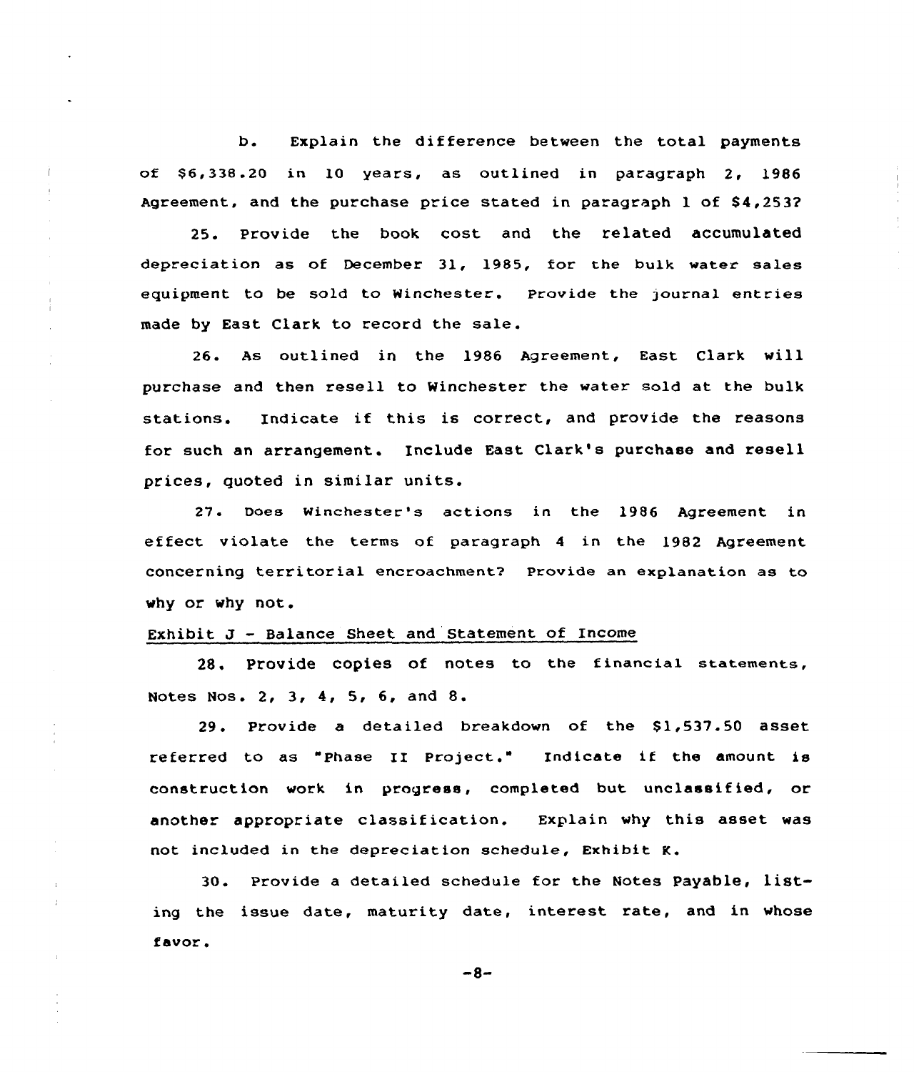b. Explain the difference between the total payments of $6,338.20 in 10 years, as outlined in paragraph 2, 1986 Agreement, and the purchase price stated in paragraph 1 of $4,253?

25. Provide the book cost and the related accumulated depreciation as of December 31, 1985, for the bulk water sales equipment to be sold to Winchester. Provide the journal entries made by East Clark to record the sale.

26. As outlined in the 1986 Agreement, East Clark will purchase and then resell to Winchester the water sold at the bulk stations. Indicate if this is correct, and provide the reasons for such an arrangement. Include East Clark's purchase and resell prices, quoted in similar units.

27. Does Winchester's actions in the 1986 Agreement in effect violate the terms of paragraph 4 in the 1982 Agreement concerning territorial encroachment? Provide an explanation as to why or why not.

Exhibit J - Balance Sheet and Statement of Income

28. Provide copies of notes to the financial statements, Notes Nos. 2, 3, 4, 5, 6, and 8.

29. Provide a detailed breakdown of the $1,537.50 asset referred to as "Phase II Project." Indicate if the amount is construction work in progress, completed but unclassified, or another appropriate classification. Explain why this asset was not included in the depreciation schedule, Exhibit K.

30. Provide a detailed schedule for the Notes Payable, listing the issue date, maturity date, interest rate, and in whose favor.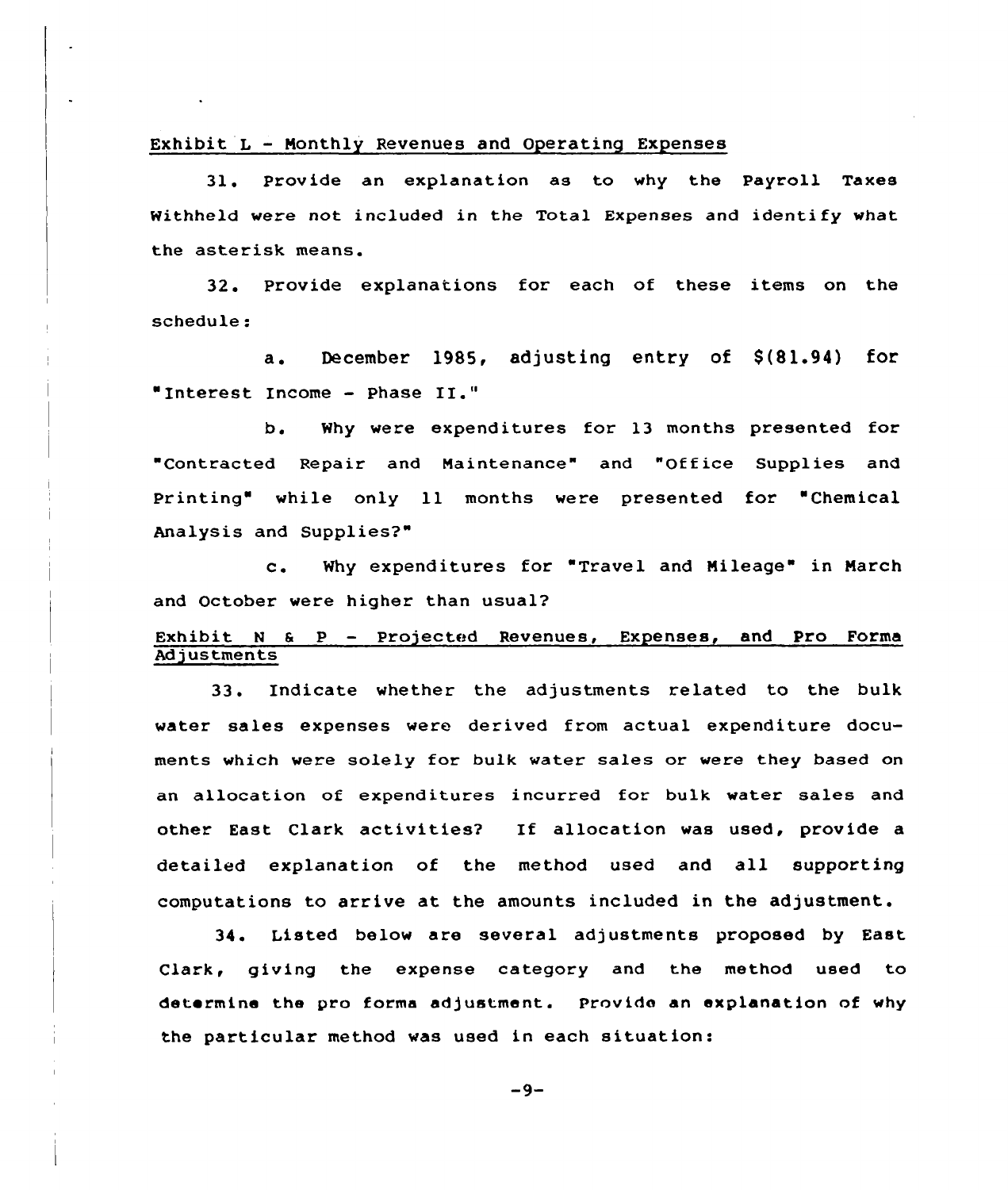Exhibit L - Monthly Revenues and Operating Expenses

31. Provide an explanation as to why the Payroll Taxes Withheld were not included in the Total Expenses and identify what the asterisk means.

32. Provide explanations for each of these items on the schedule:

a. December 1985, adjusting entry of $(81.94) for "Interest Income - Phase II."

b. Why were expenditures for 13 months presented for "Contracted Repair and Maintenance" and "Office Supplies and Printing" while only 11 months were presented for "Chemical Analysis and Supplies?"

c. Why expenditures for "Travel and Mileage" in March and October were higher than usual?

Exhibit N & P - Projected Revenues, Expenses, and Pro Forma Adjustments

33. Indicate whether the adjustments related to the bulk water sales expenses were derived from actual expenditure documents which were solely for bulk water sales or were they based on an allocation of expenditures incurred for bulk water sales and other East Clark activities? If allocation was used, provide a detailed explanation of the method used and all supporting computations to arrive at the amounts included in the adjustment.

34. Listed below are several adjustments proposed by East Clark, giving the expense category and the method used to determine the pro forma adjustment. Provide an explanation of why the particular method was used in each situation: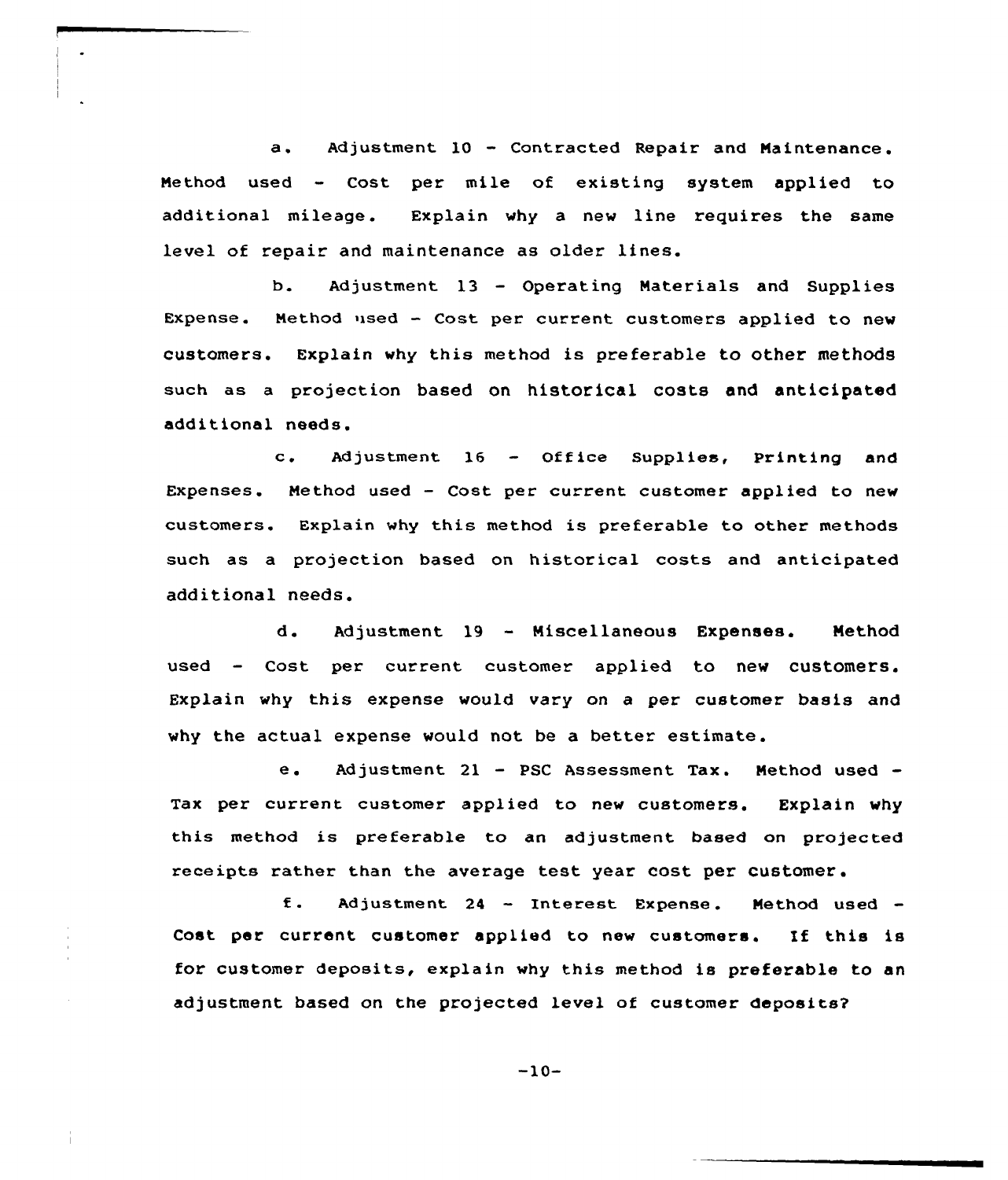a. Adjustment 10 - Contracted Repair and Maintenance. Method used - Cost per mile of existing system applied to additional mileage. Explain why a new line requires the same level of repair and maintenance as older lines.

b. Adjustment 13 - Operating Materials and Supplies Expense. Method used - Cost per current customers applied to new customers. Explain why this method is preferable to other methods such as a projection based on historical costs and anticipated additional needs.

c. Adjustment 16 - Office Supplies, Printing and Expenses. Method used - Cost per current customer applied to new customers. Explain why this method is preferable to other methods such as a projection based on historical costs and anticipated additional needs.

d. Adjustment 19 - Miscellaneous Expenses. Method used - Cost per current customer applied to new customers. Explain why this expense would vary on a per customer basis and why the actual expense would not be a better estimate.

e. Adjustment 21 - PSC Assessment Tax. Method used - Tax per current customer applied to new customers. Explain why this method is preferable to an adjustment based on projected receipts rather than the average test year cost per customer.

f. Adjustment 24 - Interest Expense. Method used - Cost per current customer applied to new customers. If this is for customer deposits, explain why this method is preferable to an adjustment based on the projected level of customer deposits?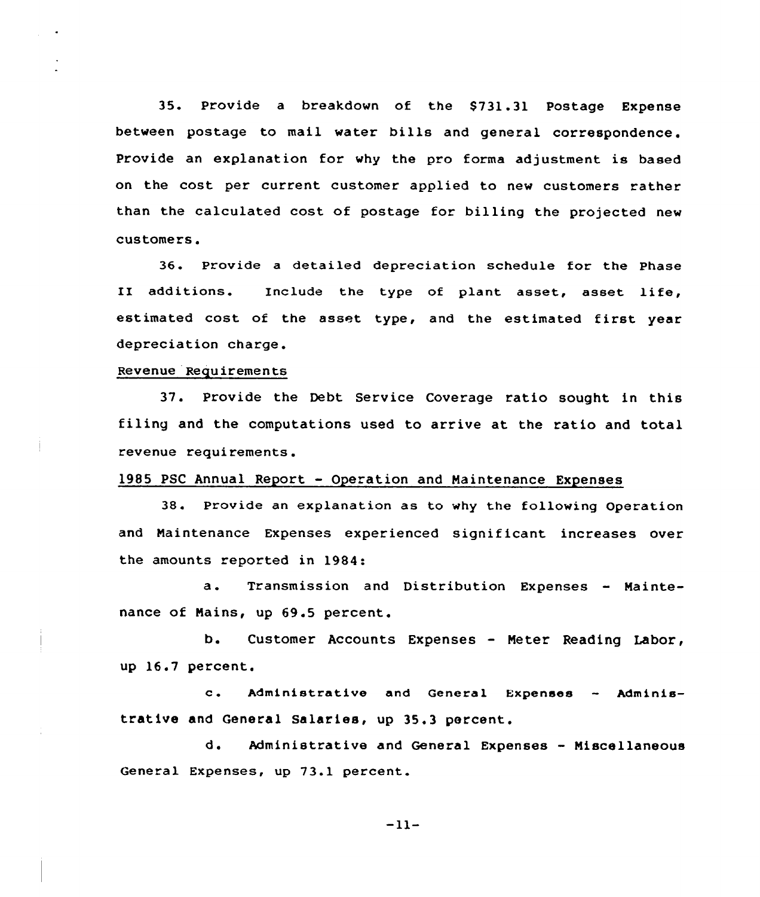35. Provide a breakdown of the $731.31 Postage Expense between postage to mail water bills and general correspondence. Provide an explanation for why the pro forma adjustment is based on the cost per current customer applied to new customers rather than the calculated cost of postage for billing the projected new customers.

36. Provide a detailed depreciation schedule for the Phase II additions. Include the type of plant asset, asset life, estimated cost of the asset type, and the estimated first year depreciation charge.

<u>Revenue Requirements</u>

37. Provide the Debt Service Coverage ratio sought in this filing and the computations used to arrive at the ratio and total revenue requirements.

<u>1985 PSC Annual Report - Operation and Maintenance Expenses</u>

38. Provide an explanation as to why the following Operation and Maintenance Expenses experienced significant increases over the amounts reported in 1984:

a. Transmission and Distribution Expenses - Maintenance of Mains, up 69.5 percent.

b. Customer Accounts Expenses - Meter Reading Labor, up 16.7 percent.

c. Administrative and General Expenses - Administrative and General Salaries, up 35.3 percent.

d. Administrative and General Expenses - Miscellaneous General Expenses, up 73.1 percent.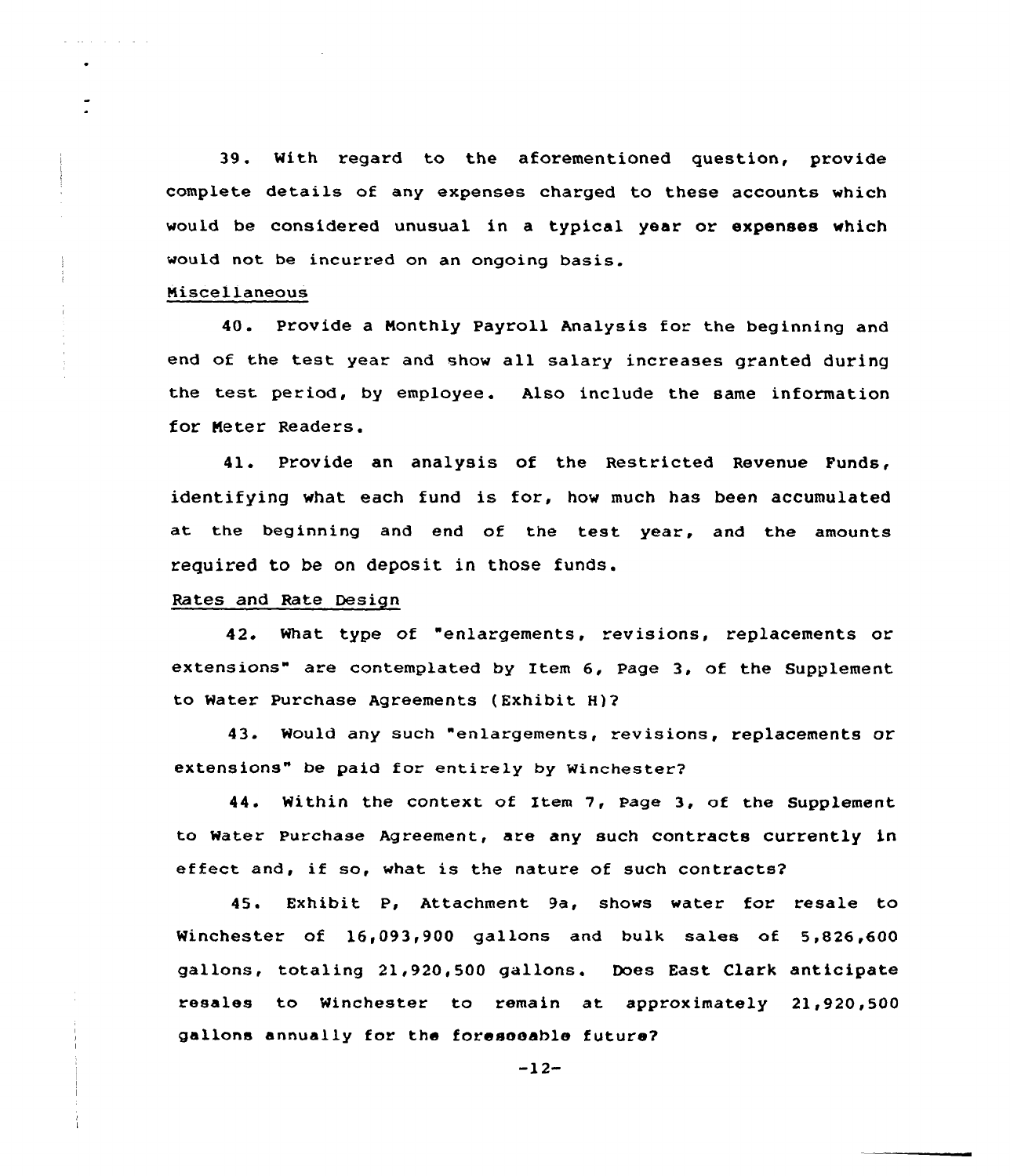39. With regard to the aforementioned question, provide complete details of any expenses charged to these accounts which would be considered unusual in a typical year or expenses which would not be incurred on an ongoing basis.

Miscellaneous

40. Provide a Monthly Payroll Analysis for the beginning and end of the test year and show all salary increases granted during the test period, by employee. Also include the same information for Meter Readers.

41. Provide an analysis of the Restricted Revenue Funds, identifying what each fund is for, how much has been accumulated at the beginning and end of the test year, and the amounts required to be on deposit in those funds.

Rates and Rate Design

42. What type of "enlargements, revisions, replacements or extensions" are contemplated by Item 6, Page 3, of the Supplement to Water Purchase Agreements (Exhibit H)?

43. Would any such "enlargements, revisions, replacements or extensions" be paid for entirely by Winchester?

44. Within the context of Item 7, Page 3, of the Supplement to Water Purchase Agreement, are any such contracts currently in effect and, if so, what is the nature of such contracts?

45. Exhibit P, Attachment 9a, shows water for resale to Winchester of 16,093,900 gallons and bulk sales of 5,826,600 gallons, totaling 21,920,500 gallons. Does East Clark anticipate resales to Winchester to remain at approximately 21,920,500 gallons annually for the foreseeable future?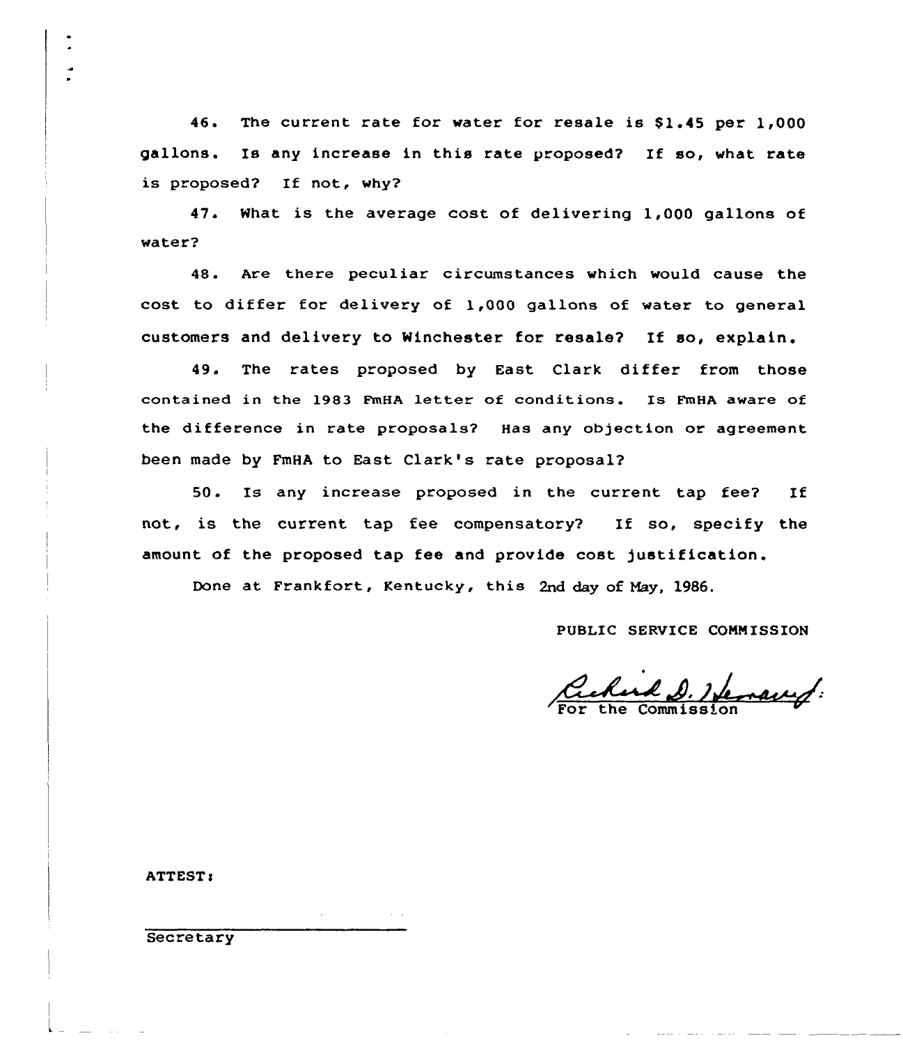46. The current rate for water for resale is $1.45 per 1,000 gallons. Is any increase in this rate proposed? If so, what rate is proposed? If not, why?

47. What is the average cost of delivering 1,000 gallons of water?

48. Are there peculiar circumstances which would cause the cost to differ for delivery of 1,000 gallons of water to general customers and delivery to Winchester for resale? If so, explain.

49. The rates proposed by East Clark differ from those contained in the 1983 FmHA letter of conditions. Is FmHA aware of the difference in rate proposals? Has any objection or agreement been made by FmHA to East Clark's rate proposal?

50. Is any increase proposed in the current tap fee? If not, is the current tap fee compensatory? If so, specify the amount of the proposed tap fee and provide cost justification.

Done at Frankfort, Kentucky, this 2nd day of May, 1986.

PUBLIC SERVICE COMMISSION

Richard D. Heman Jr.
For the Commission

ATTEST:

Secretary